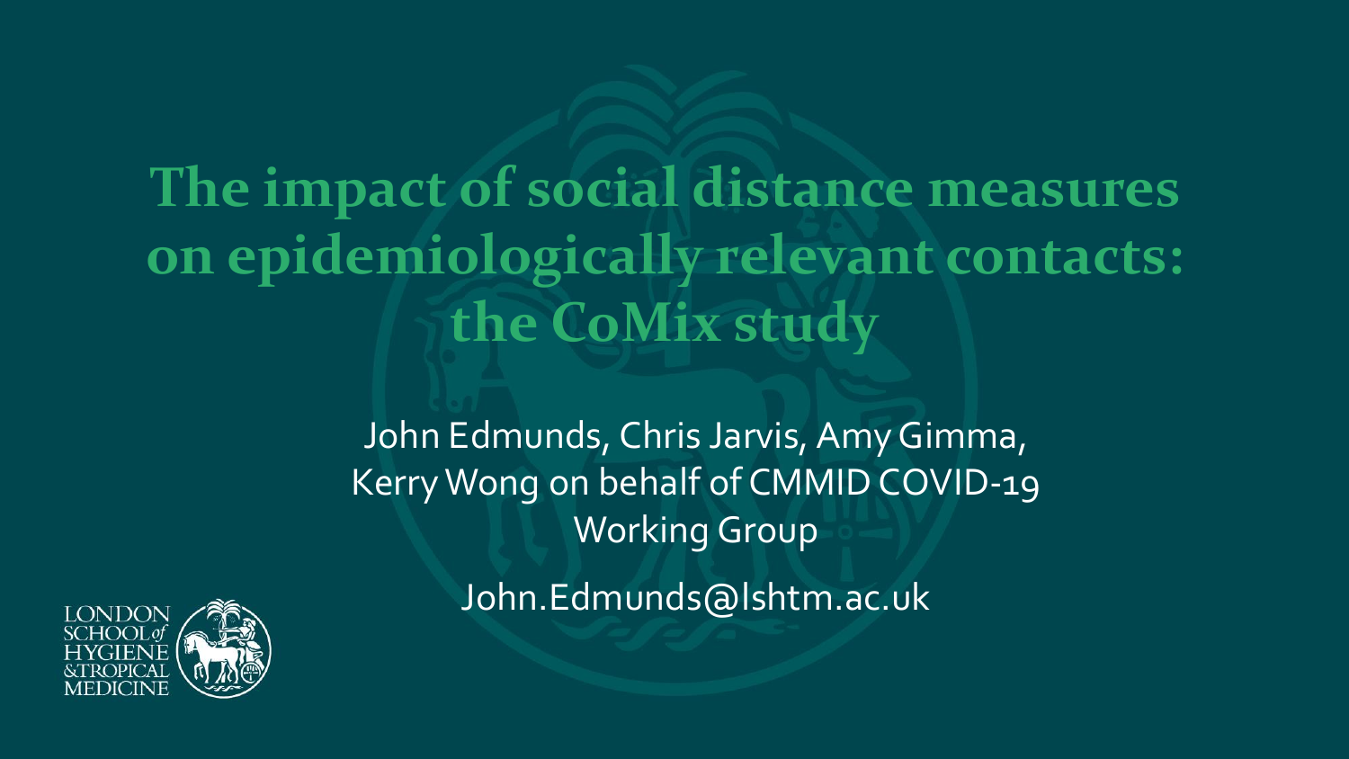# The impact of social distance measures on epidemiologically relevant contacts: the CoMix study

John Edmunds, Chris Jarvis, Amy Gimma, Kerry Wong on behalf of CMMID COVID-19 Working Group

John.Edmunds@lshtm.ac.uk

LONDON SCHOOL *of* HYGIENE & TROPICAL MEDICINE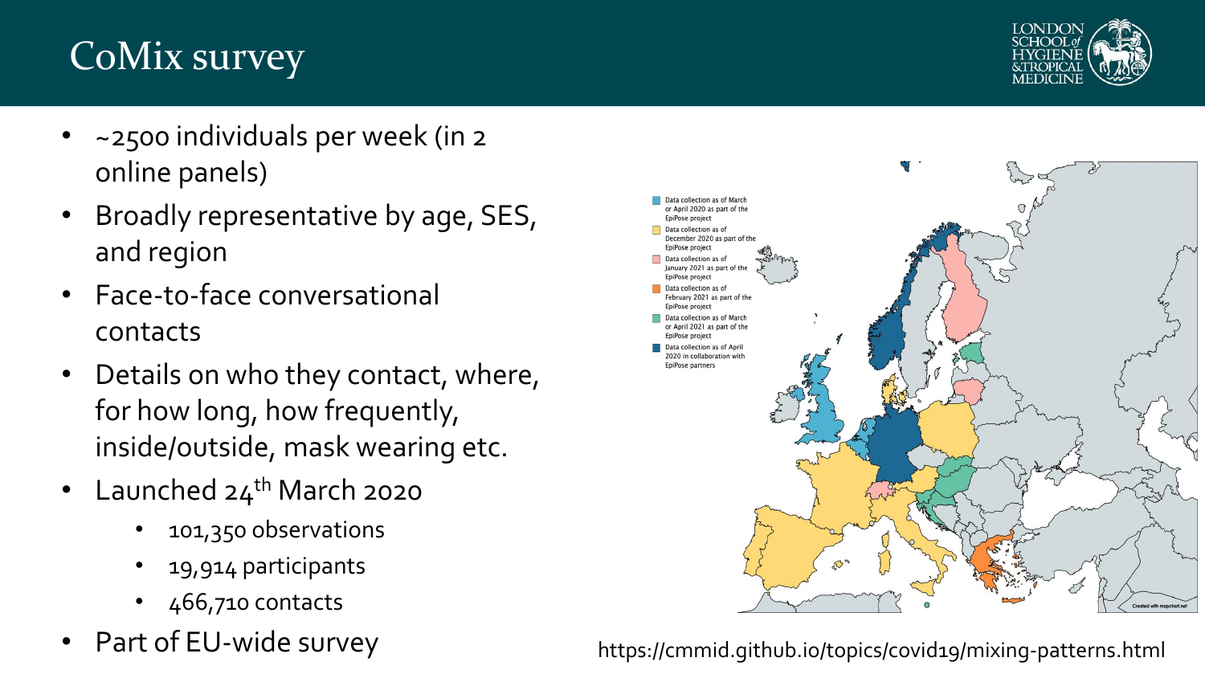# CoMix survey

- ~2500 individuals per week (in 2 online panels)
- Broadly representative by age, SES, and region
- Face-to-face conversational contacts
- Details on who they contact, where, for how long, how frequently, inside/outside, mask wearing etc.
- Launched 24th March 2020
  - 101,350 observations
  - 19,914 participants
  - 466,710 contacts
- Part of EU-wide survey

Data collection as of March or April 2020 as part of the EpiPose project

Data collection as of December 2020 as part of the EpiPose project

Data collection as of January 2021 as part of the EpiPose project

Data collection as of February 2021 as part of the EpiPose project

Data collection as of March or April 2021 as part of the EpiPose project

Data collection as of April 2020 in collaboration with EpiPose partners

https://cmmid.github.io/topics/covid19/mixing-patterns.html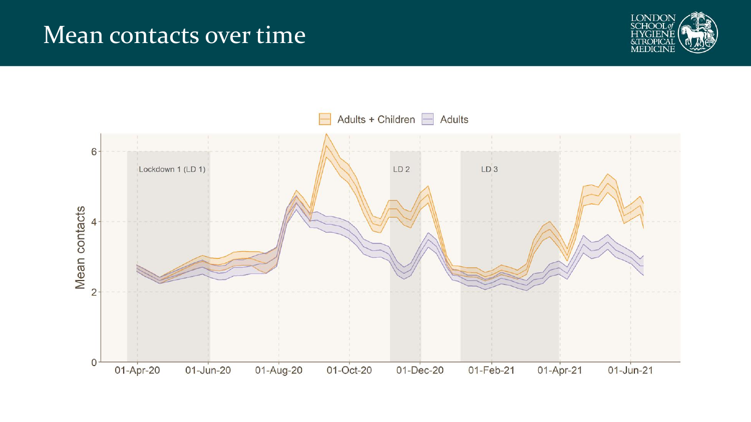# Mean contacts over time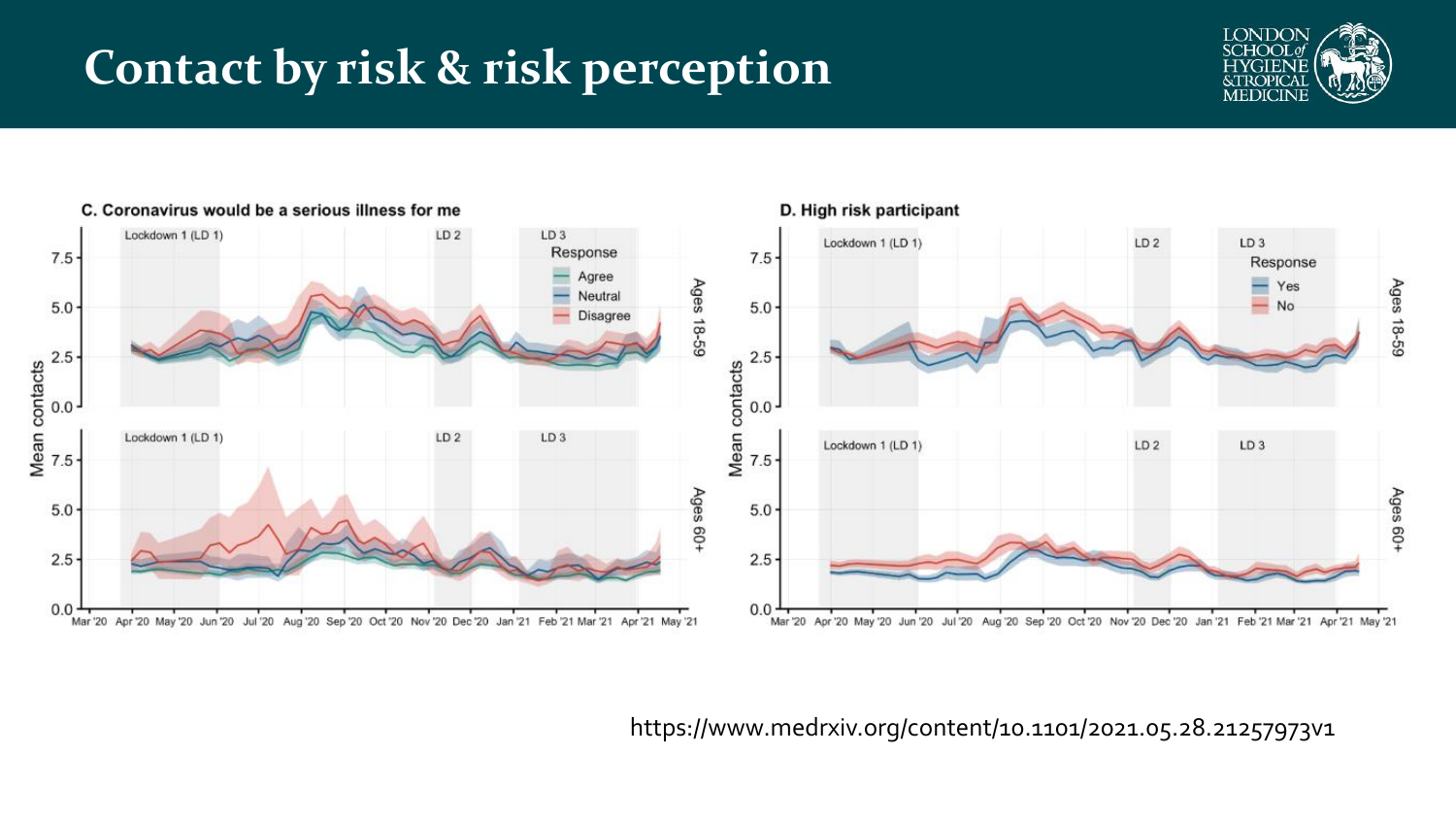# Contact by risk & risk perception

C. Coronavirus would be a serious illness for me

D. High risk participant

https://www.medrxiv.org/content/10.1101/2021.05.28.21257973v1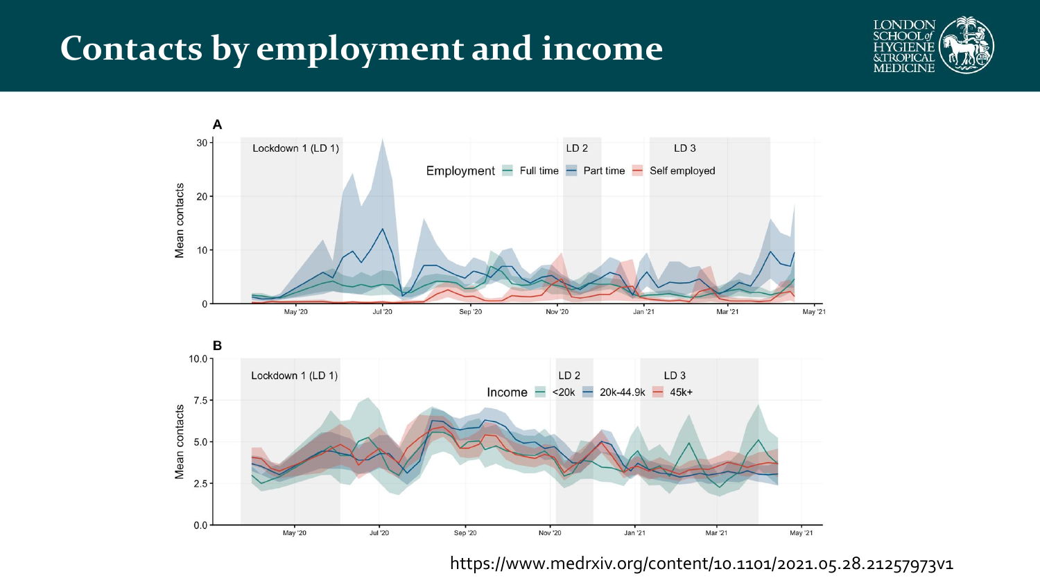# Contacts by employment and income

https://www.medrxiv.org/content/10.1101/2021.05.28.21257973v1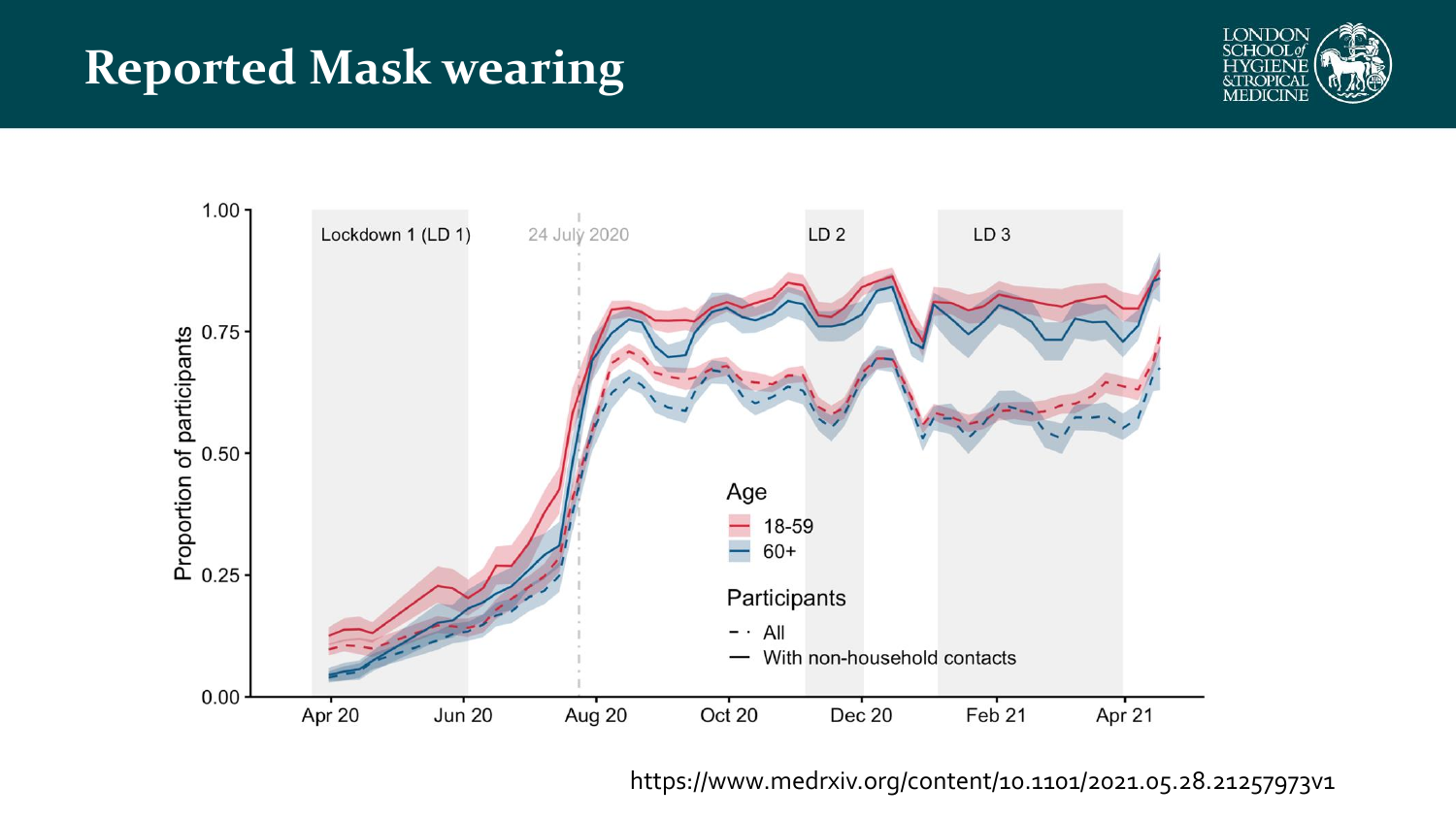# Reported Mask wearing

https://www.medrxiv.org/content/10.1101/2021.05.28.21257973v1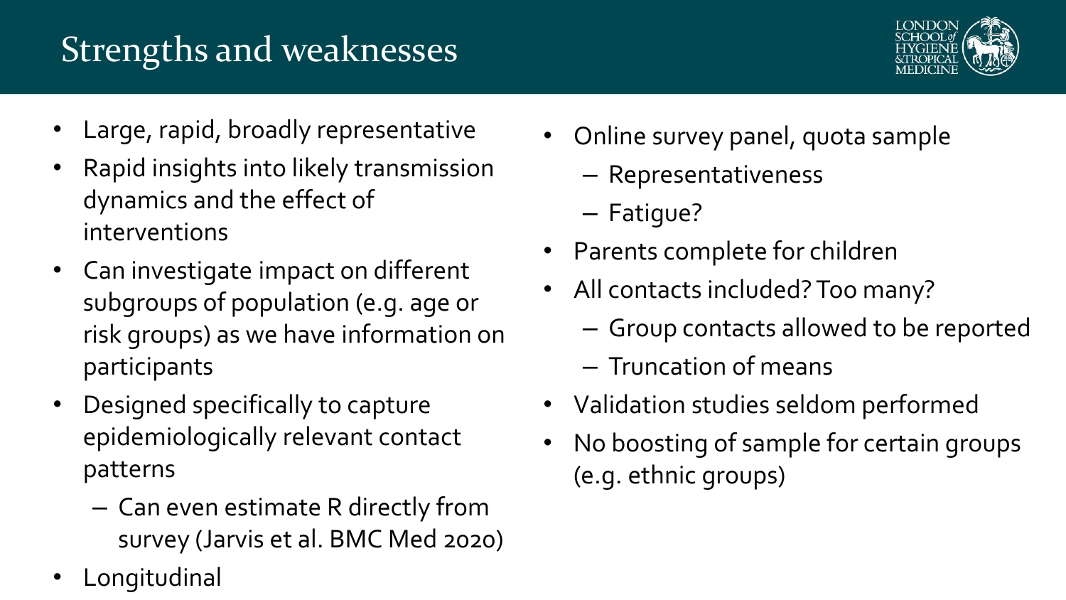# Strengths and weaknesses

- Large, rapid, broadly representative
- Rapid insights into likely transmission dynamics and the effect of interventions
- Can investigate impact on different subgroups of population (e.g. age or risk groups) as we have information on participants
- Designed specifically to capture epidemiologically relevant contact patterns
  - Can even estimate R directly from survey (Jarvis et al. BMC Med 2020)
- Longitudinal

- Online survey panel, quota sample
  - Representativeness
  - Fatigue?
- Parents complete for children
- All contacts included? Too many?
  - Group contacts allowed to be reported
  - Truncation of means
- Validation studies seldom performed
- No boosting of sample for certain groups (e.g. ethnic groups)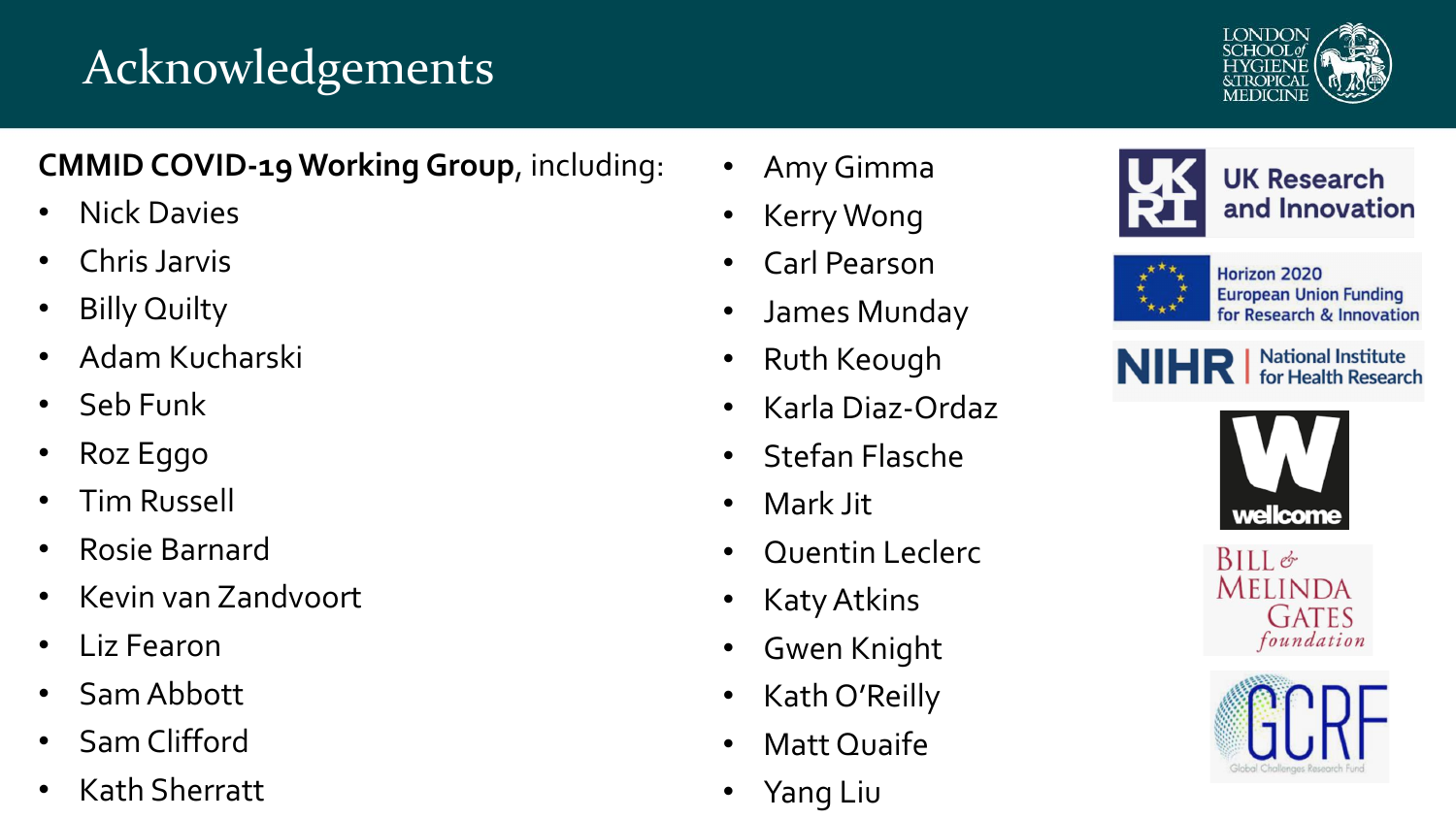# Acknowledgements

**CMMID COVID-19 Working Group**, including:

- Nick Davies
- Chris Jarvis
- Billy Quilty
- Adam Kucharski
- Seb Funk
- Roz Eggo
- Tim Russell
- Rosie Barnard
- Kevin van Zandvoort
- Liz Fearon
- Sam Abbott
- Sam Clifford
- Kath Sherratt
- Amy Gimma
- Kerry Wong
- Carl Pearson
- James Munday
- Ruth Keogh
- Karla Diaz-Ordaz
- Stefan Flasche
- Mark Jit
- Quentin Leclerc
- Katy Atkins
- Gwen Knight
- Kath O'Reilly
- Matt Quaife
- Yang Liu

UK Research and Innovation

Horizon 2020 European Union Funding for Research & Innovation

NIHR | National Institute for Health Research

wellcome

Bill & Melinda Gates foundation

GCRF Global Challenges Research Fund